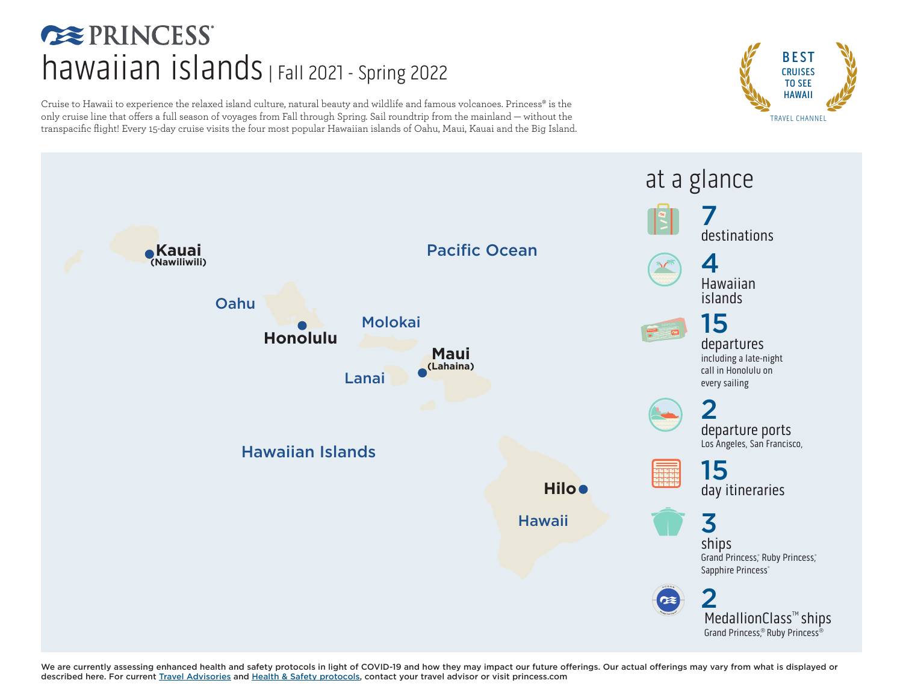# PRINCESS

# hawaiian islands | Fall 2021 - Spring 2022

Cruise to Hawaii to experience the relaxed island culture, natural beauty and wildlife and famous volcanoes. Princess® is the only cruise line that offers a full season of voyages from Fall through Spring. Sail roundtrip from the mainland — without the transpacific flight! Every 15-day cruise visits the four most popular Hawaiian islands of Oahu, Maui, Kauai and the Big Island.

BEST CRUISES TO SEE HAWAII
TRAVEL CHANNEL

**Kauai** (Nawiliwili)

Oahu

**Honolulu**

Molokai

**Maui** (Lahaina)

Lanai

Pacific Ocean

Hawaiian Islands

**Hilo**

Hawaii

## at a glance

**7** destinations

**4** Hawaiian islands

**15** departures
including a late-night call in Honolulu on every sailing

**2** departure ports
Los Angeles, San Francisco,

**15** day itineraries

**3** ships
Grand Princess®, Ruby Princess®, Sapphire Princess®

**2** MedallionClass™ ships
Grand Princess®, Ruby Princess®

We are currently assessing enhanced health and safety protocols in light of COVID-19 and how they may impact our future offerings. Our actual offerings may vary from what is displayed or described here. For current Travel Advisories and Health & Safety protocols, contact your travel advisor or visit princess.com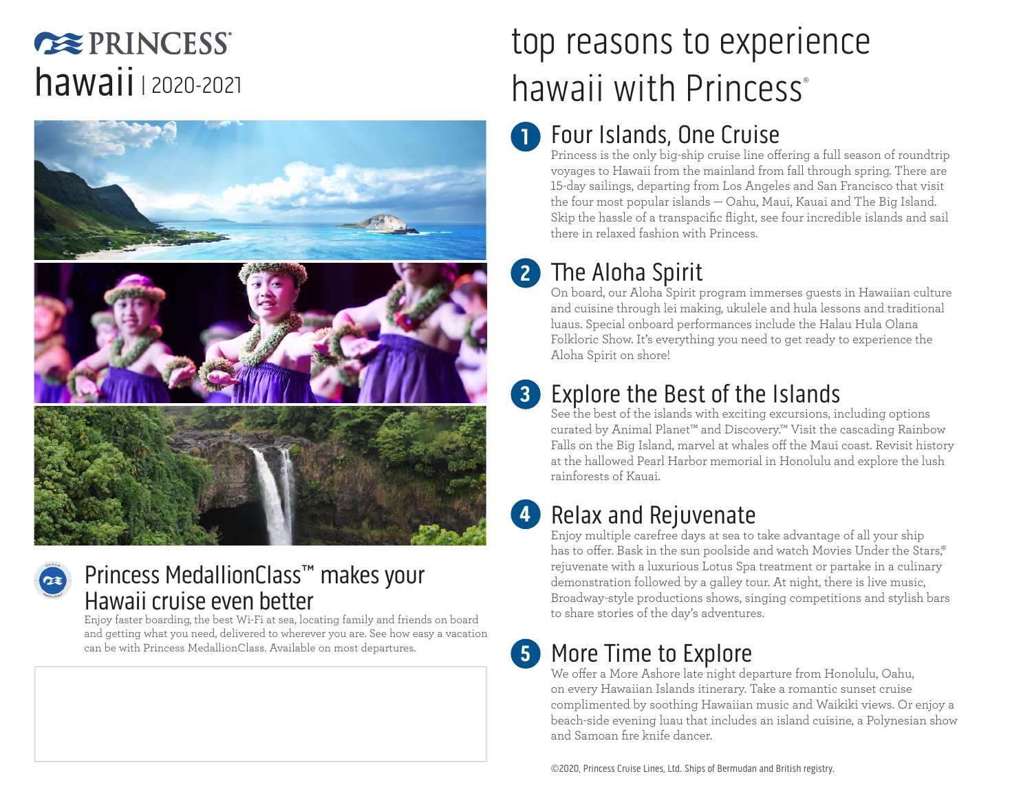# PRINCESS

# hawaii | 2020-2021

## Princess MedallionClass™ makes your Hawaii cruise even better

Enjoy faster boarding, the best Wi-Fi at sea, locating family and friends on board and getting what you need, delivered to wherever you are. See how easy a vacation can be with Princess MedallionClass. Available on most departures.

# top reasons to experience hawaii with Princess®

## 1 Four Islands, One Cruise

Princess is the only big-ship cruise line offering a full season of roundtrip voyages to Hawaii from the mainland from fall through spring. There are 15-day sailings, departing from Los Angeles and San Francisco that visit the four most popular islands — Oahu, Maui, Kauai and The Big Island. Skip the hassle of a transpacific flight, see four incredible islands and sail there in relaxed fashion with Princess.

## 2 The Aloha Spirit

On board, our Aloha Spirit program immerses guests in Hawaiian culture and cuisine through lei making, ukulele and hula lessons and traditional luaus. Special onboard performances include the Halau Hula Olana Folkloric Show. It's everything you need to get ready to experience the Aloha Spirit on shore!

## 3 Explore the Best of the Islands

See the best of the islands with exciting excursions, including options curated by Animal Planet™ and Discovery.™ Visit the cascading Rainbow Falls on the Big Island, marvel at whales off the Maui coast. Revisit history at the hallowed Pearl Harbor memorial in Honolulu and explore the lush rainforests of Kauai.

## 4 Relax and Rejuvenate

Enjoy multiple carefree days at sea to take advantage of all your ship has to offer. Bask in the sun poolside and watch Movies Under the Stars,® rejuvenate with a luxurious Lotus Spa treatment or partake in a culinary demonstration followed by a galley tour. At night, there is live music, Broadway-style productions shows, singing competitions and stylish bars to share stories of the day's adventures.

## 5 More Time to Explore

We offer a More Ashore late night departure from Honolulu, Oahu, on every Hawaiian Islands itinerary. Take a romantic sunset cruise complimented by soothing Hawaiian music and Waikiki views. Or enjoy a beach-side evening luau that includes an island cuisine, a Polynesian show and Samoan fire knife dancer.

©2020, Princess Cruise Lines, Ltd. Ships of Bermudan and British registry.